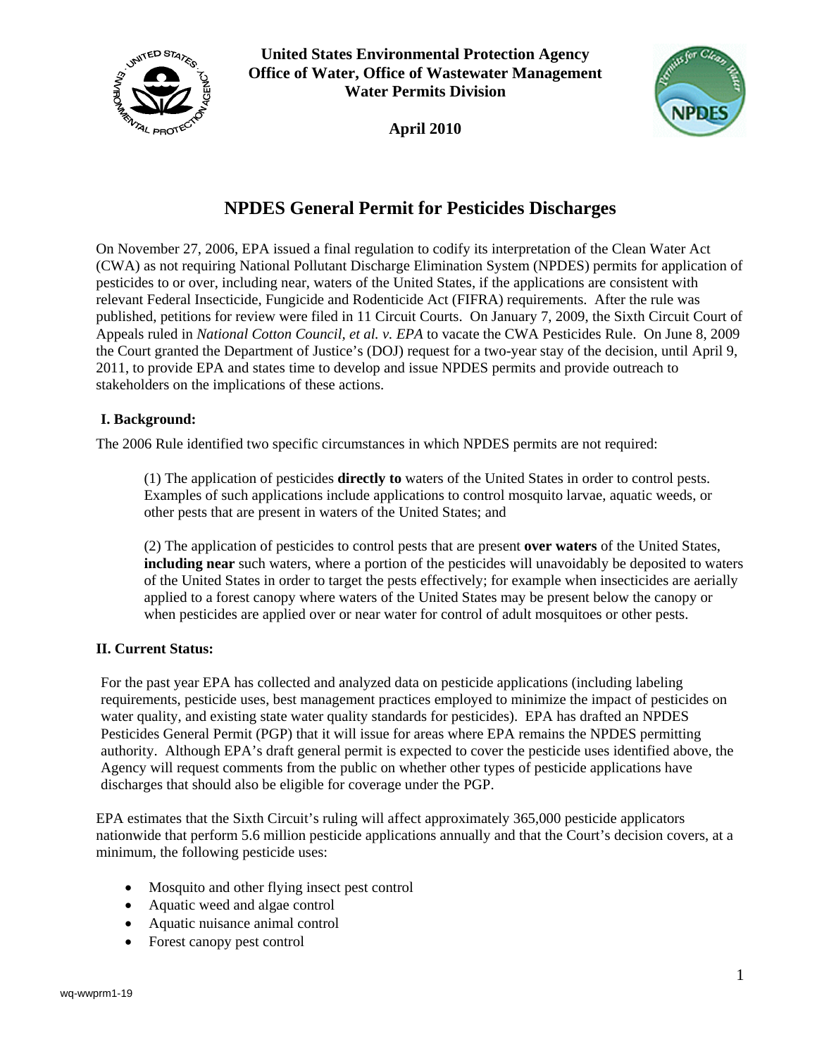**United States Environmental Protection Agency**
**Office of Water, Office of Wastewater Management**
**Water Permits Division**

**April 2010**

# NPDES General Permit for Pesticides Discharges

On November 27, 2006, EPA issued a final regulation to codify its interpretation of the Clean Water Act (CWA) as not requiring National Pollutant Discharge Elimination System (NPDES) permits for application of pesticides to or over, including near, waters of the United States, if the applications are consistent with relevant Federal Insecticide, Fungicide and Rodenticide Act (FIFRA) requirements. After the rule was published, petitions for review were filed in 11 Circuit Courts. On January 7, 2009, the Sixth Circuit Court of Appeals ruled in *National Cotton Council, et al. v. EPA* to vacate the CWA Pesticides Rule. On June 8, 2009 the Court granted the Department of Justice's (DOJ) request for a two-year stay of the decision, until April 9, 2011, to provide EPA and states time to develop and issue NPDES permits and provide outreach to stakeholders on the implications of these actions.

## I. Background:

The 2006 Rule identified two specific circumstances in which NPDES permits are not required:

(1) The application of pesticides **directly to** waters of the United States in order to control pests. Examples of such applications include applications to control mosquito larvae, aquatic weeds, or other pests that are present in waters of the United States; and

(2) The application of pesticides to control pests that are present **over waters** of the United States, **including near** such waters, where a portion of the pesticides will unavoidably be deposited to waters of the United States in order to target the pests effectively; for example when insecticides are aerially applied to a forest canopy where waters of the United States may be present below the canopy or when pesticides are applied over or near water for control of adult mosquitoes or other pests.

## II. Current Status:

For the past year EPA has collected and analyzed data on pesticide applications (including labeling requirements, pesticide uses, best management practices employed to minimize the impact of pesticides on water quality, and existing state water quality standards for pesticides). EPA has drafted an NPDES Pesticides General Permit (PGP) that it will issue for areas where EPA remains the NPDES permitting authority. Although EPA's draft general permit is expected to cover the pesticide uses identified above, the Agency will request comments from the public on whether other types of pesticide applications have discharges that should also be eligible for coverage under the PGP.

EPA estimates that the Sixth Circuit's ruling will affect approximately 365,000 pesticide applicators nationwide that perform 5.6 million pesticide applications annually and that the Court's decision covers, at a minimum, the following pesticide uses:

- Mosquito and other flying insect pest control
- Aquatic weed and algae control
- Aquatic nuisance animal control
- Forest canopy pest control

wq-wwprm1-19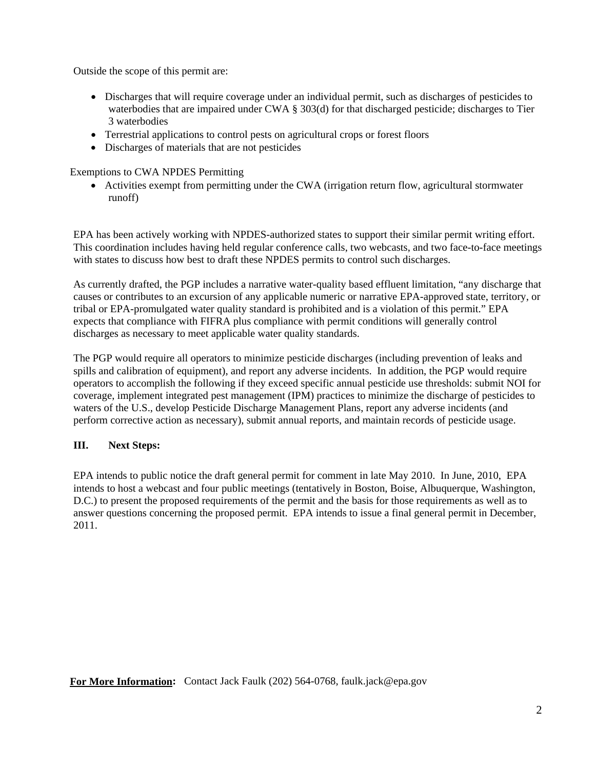Outside the scope of this permit are:

- Discharges that will require coverage under an individual permit, such as discharges of pesticides to waterbodies that are impaired under CWA § 303(d) for that discharged pesticide; discharges to Tier 3 waterbodies
- Terrestrial applications to control pests on agricultural crops or forest floors
- Discharges of materials that are not pesticides

Exemptions to CWA NPDES Permitting

- Activities exempt from permitting under the CWA (irrigation return flow, agricultural stormwater runoff)

EPA has been actively working with NPDES-authorized states to support their similar permit writing effort. This coordination includes having held regular conference calls, two webcasts, and two face-to-face meetings with states to discuss how best to draft these NPDES permits to control such discharges.

As currently drafted, the PGP includes a narrative water-quality based effluent limitation, "any discharge that causes or contributes to an excursion of any applicable numeric or narrative EPA-approved state, territory, or tribal or EPA-promulgated water quality standard is prohibited and is a violation of this permit." EPA expects that compliance with FIFRA plus compliance with permit conditions will generally control discharges as necessary to meet applicable water quality standards.

The PGP would require all operators to minimize pesticide discharges (including prevention of leaks and spills and calibration of equipment), and report any adverse incidents. In addition, the PGP would require operators to accomplish the following if they exceed specific annual pesticide use thresholds: submit NOI for coverage, implement integrated pest management (IPM) practices to minimize the discharge of pesticides to waters of the U.S., develop Pesticide Discharge Management Plans, report any adverse incidents (and perform corrective action as necessary), submit annual reports, and maintain records of pesticide usage.

## III. Next Steps:

EPA intends to public notice the draft general permit for comment in late May 2010. In June, 2010, EPA intends to host a webcast and four public meetings (tentatively in Boston, Boise, Albuquerque, Washington, D.C.) to present the proposed requirements of the permit and the basis for those requirements as well as to answer questions concerning the proposed permit. EPA intends to issue a final general permit in December, 2011.

**For More Information:** Contact Jack Faulk (202) 564-0768, faulk.jack@epa.gov